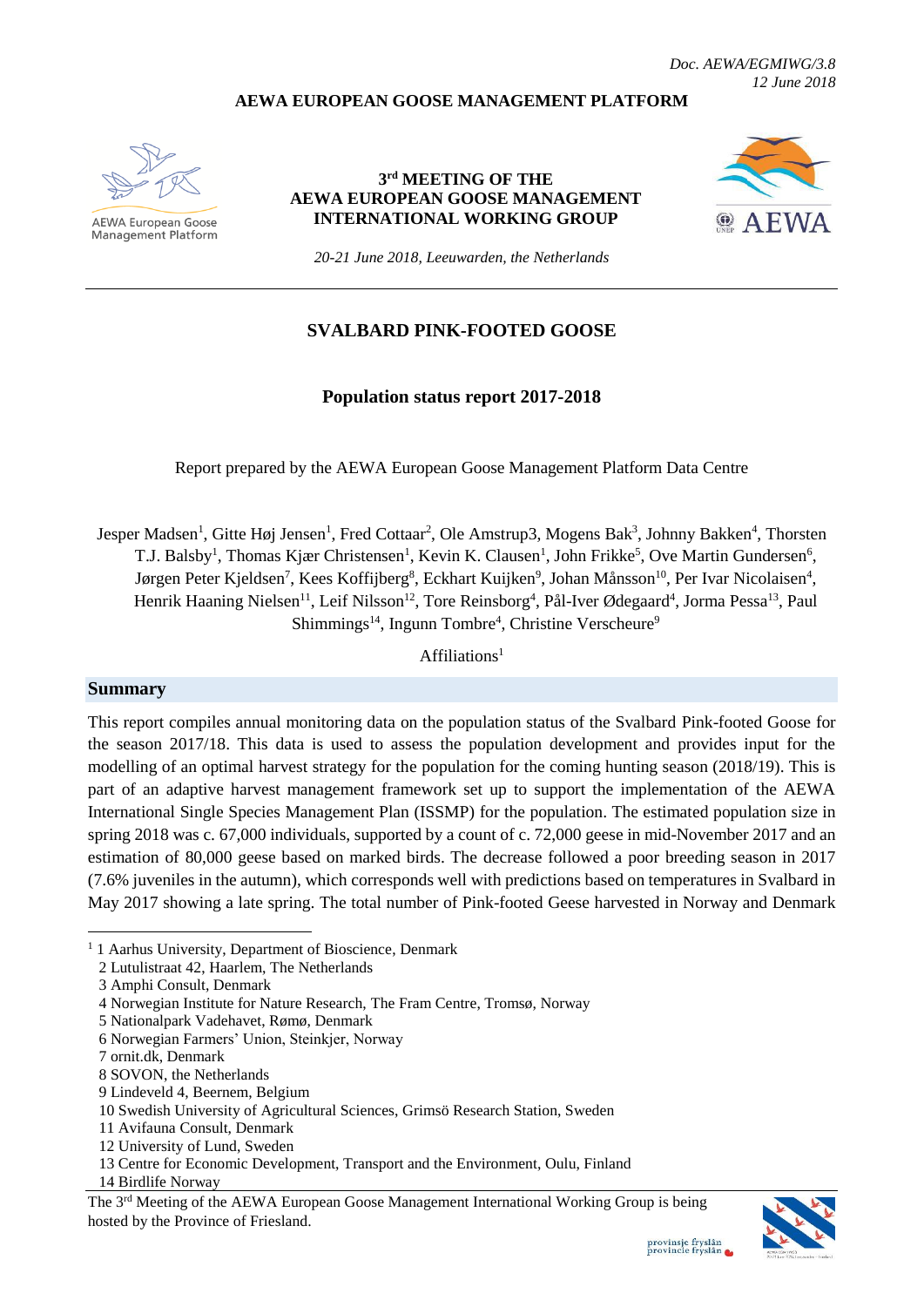*Doc. AEWA/EGMIWG/3.8*
*12 June 2018*

**AEWA EUROPEAN GOOSE MANAGEMENT PLATFORM**

AEWA European Goose Management Platform

**3rd MEETING OF THE AEWA EUROPEAN GOOSE MANAGEMENT INTERNATIONAL WORKING GROUP**

*20-21 June 2018, Leeuwarden, the Netherlands*

# SVALBARD PINK-FOOTED GOOSE

## Population status report 2017-2018

Report prepared by the AEWA European Goose Management Platform Data Centre

Jesper Madsen[1], Gitte Høj Jensen[1], Fred Cottaar[2], Ole Amstrup3, Mogens Bak[3], Johnny Bakken[4], Thorsten T.J. Balsby[1], Thomas Kjær Christensen[1], Kevin K. Clausen[1], John Frikke[5], Ove Martin Gundersen[6], Jørgen Peter Kjeldsen[7], Kees Koffijberg[8], Eckhart Kuijken[9], Johan Månsson[10], Per Ivar Nicolaisen[4], Henrik Haaning Nielsen[11], Leif Nilsson[12], Tore Reinsborg[4], Pål-Iver Ødegaard[4], Jorma Pessa[13], Paul Shimmings[14], Ingunn Tombre[4], Christine Verscheure[9]

Affiliations[1]

## Summary

This report compiles annual monitoring data on the population status of the Svalbard Pink-footed Goose for the season 2017/18. This data is used to assess the population development and provides input for the modelling of an optimal harvest strategy for the population for the coming hunting season (2018/19). This is part of an adaptive harvest management framework set up to support the implementation of the AEWA International Single Species Management Plan (ISSMP) for the population. The estimated population size in spring 2018 was c. 67,000 individuals, supported by a count of c. 72,000 geese in mid-November 2017 and an estimation of 80,000 geese based on marked birds. The decrease followed a poor breeding season in 2017 (7.6% juveniles in the autumn), which corresponds well with predictions based on temperatures in Svalbard in May 2017 showing a late spring. The total number of Pink-footed Geese harvested in Norway and Denmark

---

[1] 1 Aarhus University, Department of Bioscience, Denmark
2 Lutulistraat 42, Haarlem, The Netherlands
3 Amphi Consult, Denmark
4 Norwegian Institute for Nature Research, The Fram Centre, Tromsø, Norway
5 Nationalpark Vadehavet, Rømø, Denmark
6 Norwegian Farmers' Union, Steinkjer, Norway
7 ornit.dk, Denmark
8 SOVON, the Netherlands
9 Lindeveld 4, Beernem, Belgium
10 Swedish University of Agricultural Sciences, Grimsö Research Station, Sweden
11 Avifauna Consult, Denmark
12 University of Lund, Sweden
13 Centre for Economic Development, Transport and the Environment, Oulu, Finland
14 Birdlife Norway

The 3rd Meeting of the AEWA European Goose Management International Working Group is being hosted by the Province of Friesland.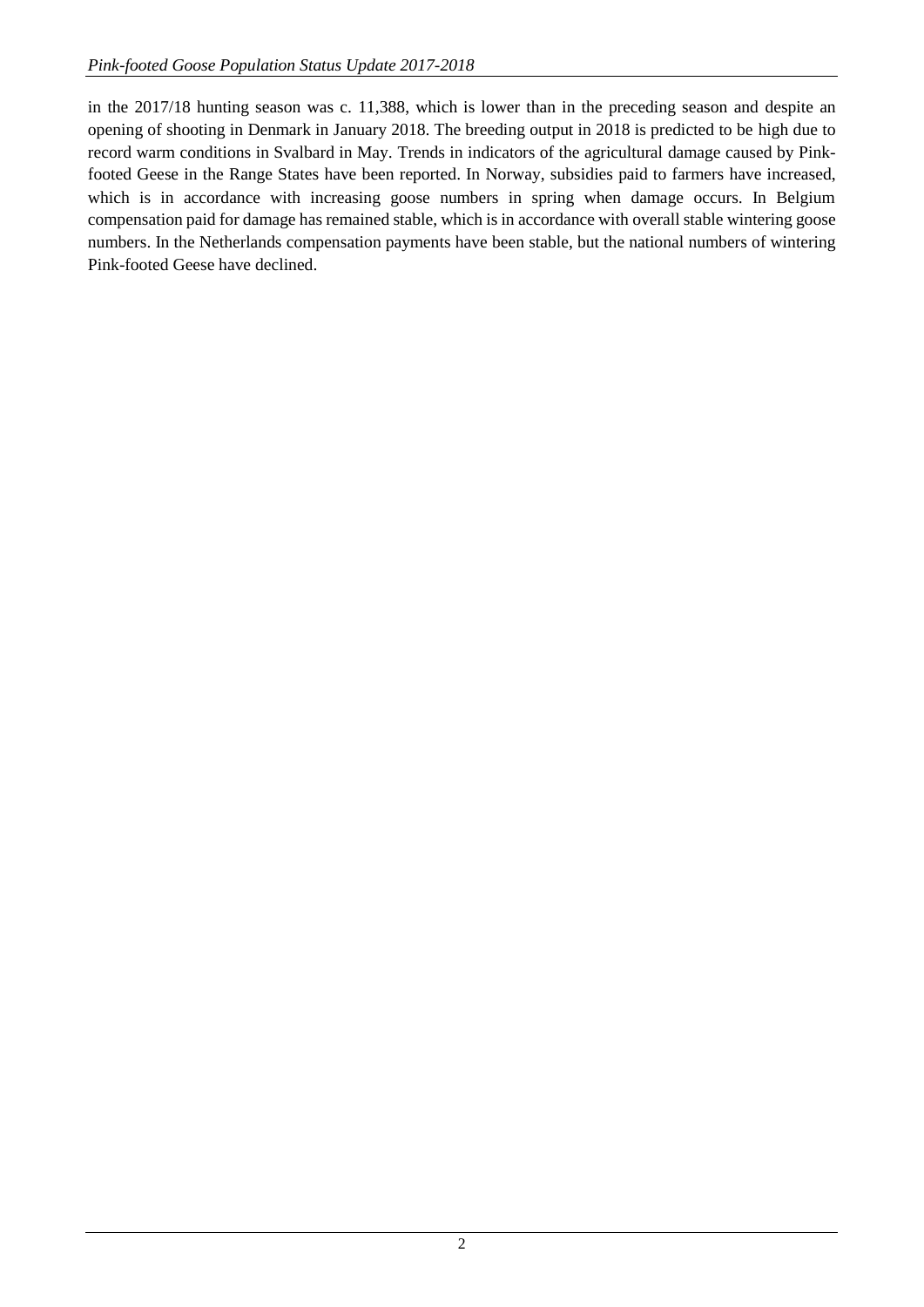in the 2017/18 hunting season was c. 11,388, which is lower than in the preceding season and despite an opening of shooting in Denmark in January 2018. The breeding output in 2018 is predicted to be high due to record warm conditions in Svalbard in May. Trends in indicators of the agricultural damage caused by Pink-footed Geese in the Range States have been reported. In Norway, subsidies paid to farmers have increased, which is in accordance with increasing goose numbers in spring when damage occurs. In Belgium compensation paid for damage has remained stable, which is in accordance with overall stable wintering goose numbers. In the Netherlands compensation payments have been stable, but the national numbers of wintering Pink-footed Geese have declined.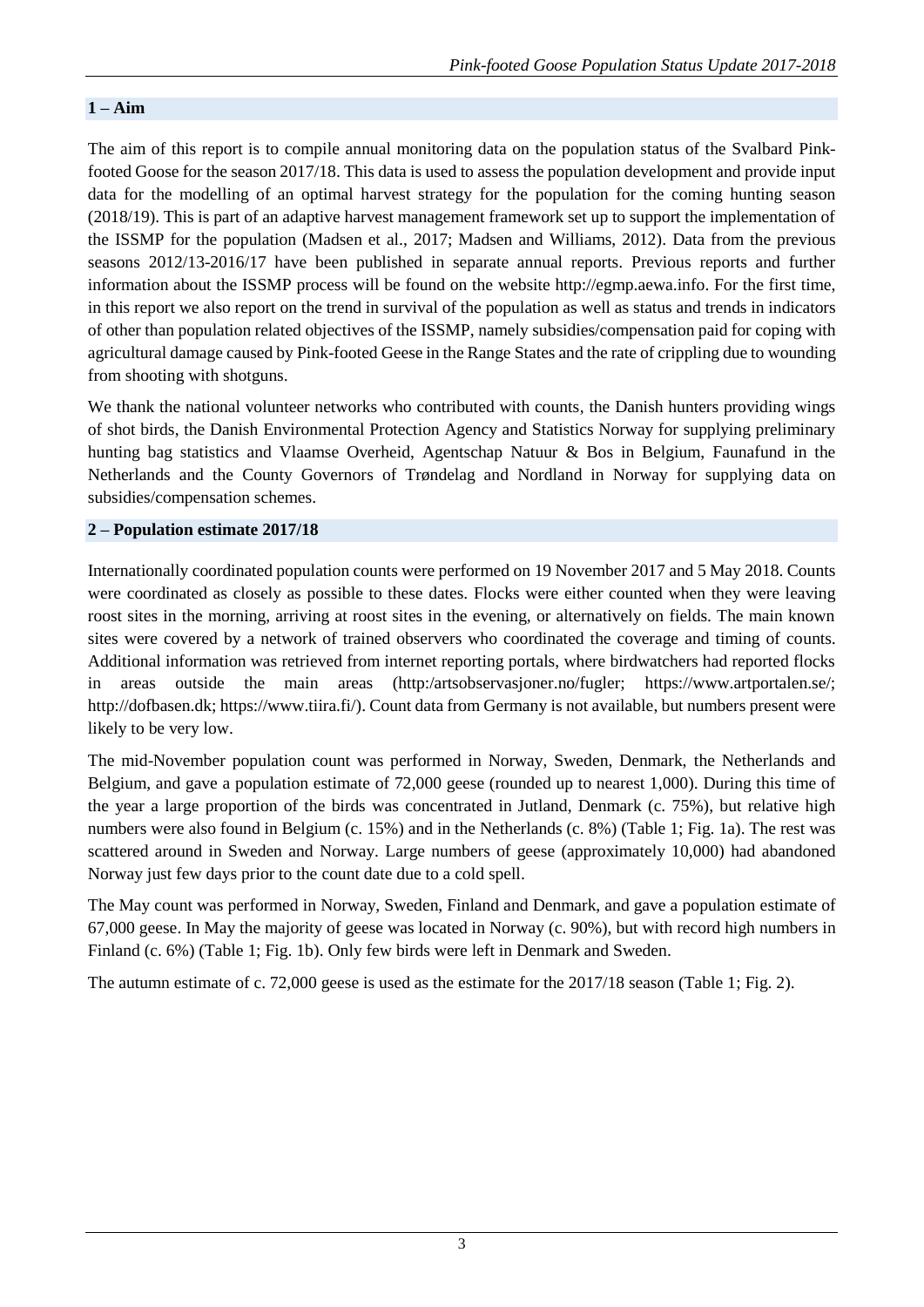## 1 – Aim

The aim of this report is to compile annual monitoring data on the population status of the Svalbard Pink-footed Goose for the season 2017/18. This data is used to assess the population development and provide input data for the modelling of an optimal harvest strategy for the population for the coming hunting season (2018/19). This is part of an adaptive harvest management framework set up to support the implementation of the ISSMP for the population (Madsen et al., 2017; Madsen and Williams, 2012). Data from the previous seasons 2012/13-2016/17 have been published in separate annual reports. Previous reports and further information about the ISSMP process will be found on the website http://egmp.aewa.info. For the first time, in this report we also report on the trend in survival of the population as well as status and trends in indicators of other than population related objectives of the ISSMP, namely subsidies/compensation paid for coping with agricultural damage caused by Pink-footed Geese in the Range States and the rate of crippling due to wounding from shooting with shotguns.

We thank the national volunteer networks who contributed with counts, the Danish hunters providing wings of shot birds, the Danish Environmental Protection Agency and Statistics Norway for supplying preliminary hunting bag statistics and Vlaamse Overheid, Agentschap Natuur & Bos in Belgium, Faunafund in the Netherlands and the County Governors of Trøndelag and Nordland in Norway for supplying data on subsidies/compensation schemes.

## 2 – Population estimate 2017/18

Internationally coordinated population counts were performed on 19 November 2017 and 5 May 2018. Counts were coordinated as closely as possible to these dates. Flocks were either counted when they were leaving roost sites in the morning, arriving at roost sites in the evening, or alternatively on fields. The main known sites were covered by a network of trained observers who coordinated the coverage and timing of counts. Additional information was retrieved from internet reporting portals, where birdwatchers had reported flocks in areas outside the main areas (http:/artsobservasjoner.no/fugler; https://www.artportalen.se/; http://dofbasen.dk; https://www.tiira.fi/). Count data from Germany is not available, but numbers present were likely to be very low.

The mid-November population count was performed in Norway, Sweden, Denmark, the Netherlands and Belgium, and gave a population estimate of 72,000 geese (rounded up to nearest 1,000). During this time of the year a large proportion of the birds was concentrated in Jutland, Denmark (c. 75%), but relative high numbers were also found in Belgium (c. 15%) and in the Netherlands (c. 8%) (Table 1; Fig. 1a). The rest was scattered around in Sweden and Norway. Large numbers of geese (approximately 10,000) had abandoned Norway just few days prior to the count date due to a cold spell.

The May count was performed in Norway, Sweden, Finland and Denmark, and gave a population estimate of 67,000 geese. In May the majority of geese was located in Norway (c. 90%), but with record high numbers in Finland (c. 6%) (Table 1; Fig. 1b). Only few birds were left in Denmark and Sweden.

The autumn estimate of c. 72,000 geese is used as the estimate for the 2017/18 season (Table 1; Fig. 2).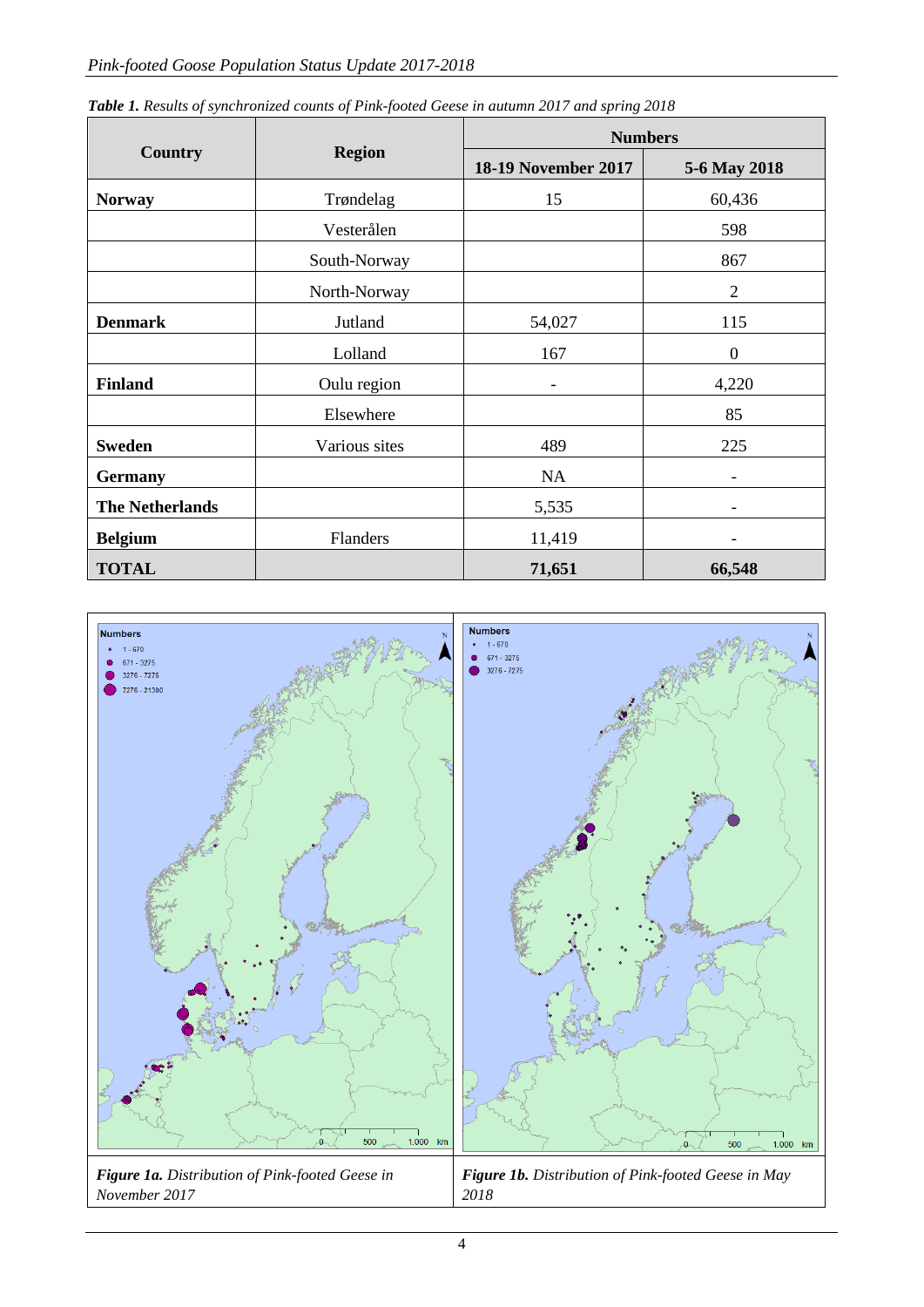***Table 1.*** *Results of synchronized counts of Pink-footed Geese in autumn 2017 and spring 2018*

| Country | Region | Numbers | |
|---|---|---|---|
| | | 18-19 November 2017 | 5-6 May 2018 |
| **Norway** | Trøndelag | 15 | 60,436 |
| | Vesterålen | | 598 |
| | South-Norway | | 867 |
| | North-Norway | | 2 |
| **Denmark** | Jutland | 54,027 | 115 |
| | Lolland | 167 | 0 |
| **Finland** | Oulu region | - | 4,220 |
| | Elsewhere | | 85 |
| **Sweden** | Various sites | 489 | 225 |
| **Germany** | | NA | - |
| **The Netherlands** | | 5,535 | - |
| **Belgium** | Flanders | 11,419 | - |
| **TOTAL** | | **71,651** | **66,548** |

***Figure 1a.*** *Distribution of Pink-footed Geese in November 2017*

***Figure 1b.*** *Distribution of Pink-footed Geese in May 2018*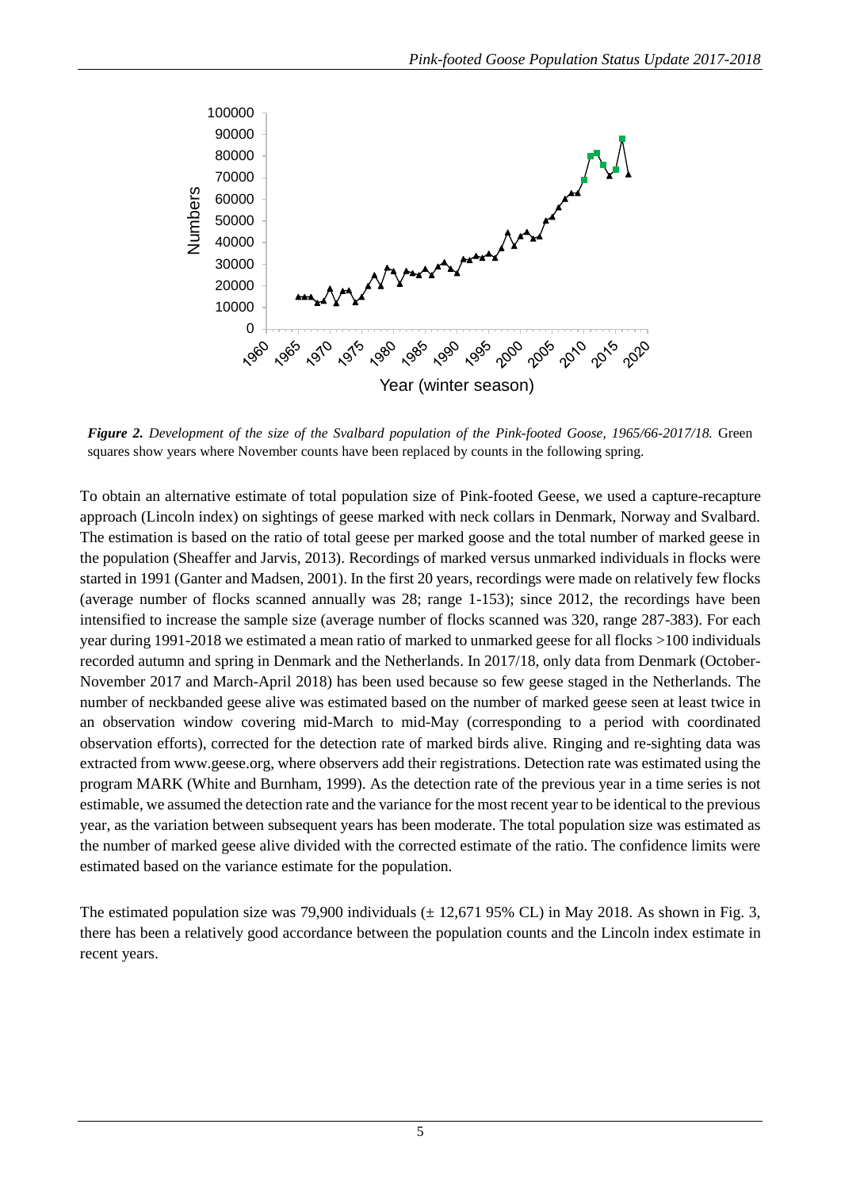*Figure 2. Development of the size of the Svalbard population of the Pink-footed Goose, 1965/66-2017/18.* Green squares show years where November counts have been replaced by counts in the following spring.

To obtain an alternative estimate of total population size of Pink-footed Geese, we used a capture-recapture approach (Lincoln index) on sightings of geese marked with neck collars in Denmark, Norway and Svalbard. The estimation is based on the ratio of total geese per marked goose and the total number of marked geese in the population (Sheaffer and Jarvis, 2013). Recordings of marked versus unmarked individuals in flocks were started in 1991 (Ganter and Madsen, 2001). In the first 20 years, recordings were made on relatively few flocks (average number of flocks scanned annually was 28; range 1-153); since 2012, the recordings have been intensified to increase the sample size (average number of flocks scanned was 320, range 287-383). For each year during 1991-2018 we estimated a mean ratio of marked to unmarked geese for all flocks >100 individuals recorded autumn and spring in Denmark and the Netherlands. In 2017/18, only data from Denmark (October-November 2017 and March-April 2018) has been used because so few geese staged in the Netherlands. The number of neckbanded geese alive was estimated based on the number of marked geese seen at least twice in an observation window covering mid-March to mid-May (corresponding to a period with coordinated observation efforts), corrected for the detection rate of marked birds alive. Ringing and re-sighting data was extracted from www.geese.org, where observers add their registrations. Detection rate was estimated using the program MARK (White and Burnham, 1999). As the detection rate of the previous year in a time series is not estimable, we assumed the detection rate and the variance for the most recent year to be identical to the previous year, as the variation between subsequent years has been moderate. The total population size was estimated as the number of marked geese alive divided with the corrected estimate of the ratio. The confidence limits were estimated based on the variance estimate for the population.

The estimated population size was 79,900 individuals (± 12,671 95% CL) in May 2018. As shown in Fig. 3, there has been a relatively good accordance between the population counts and the Lincoln index estimate in recent years.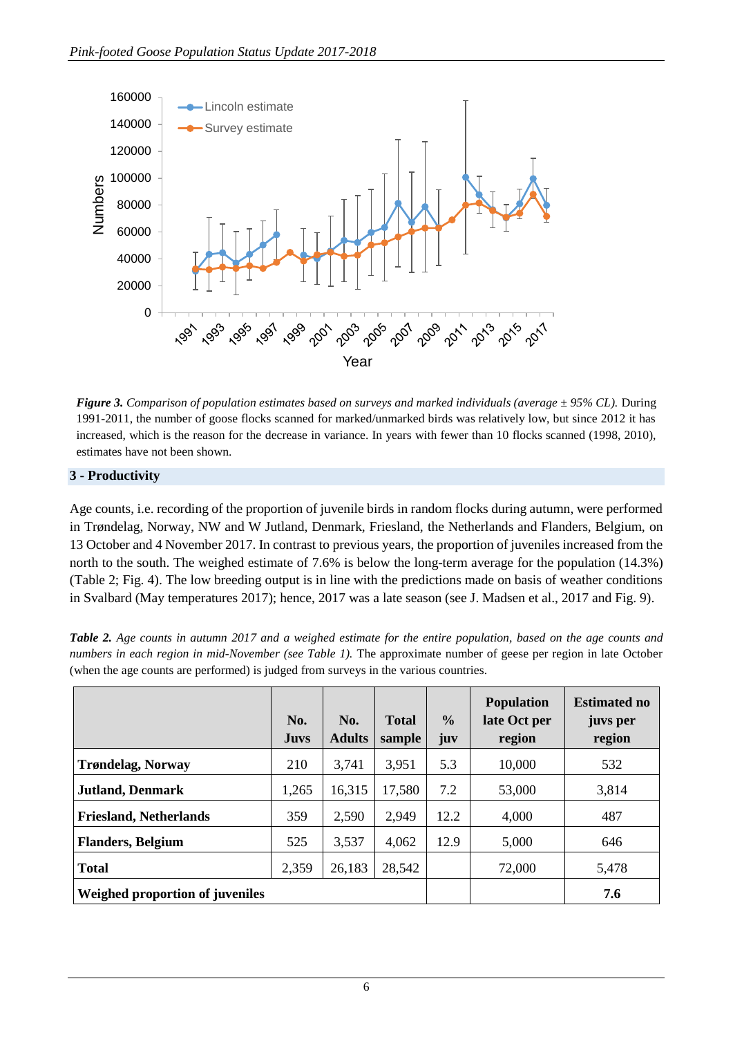*Figure 3. Comparison of population estimates based on surveys and marked individuals (average ± 95% CL).* During 1991-2011, the number of goose flocks scanned for marked/unmarked birds was relatively low, but since 2012 it has increased, which is the reason for the decrease in variance. In years with fewer than 10 flocks scanned (1998, 2010), estimates have not been shown.

## 3 - Productivity

Age counts, i.e. recording of the proportion of juvenile birds in random flocks during autumn, were performed in Trøndelag, Norway, NW and W Jutland, Denmark, Friesland, the Netherlands and Flanders, Belgium, on 13 October and 4 November 2017. In contrast to previous years, the proportion of juveniles increased from the north to the south. The weighed estimate of 7.6% is below the long-term average for the population (14.3%) (Table 2; Fig. 4). The low breeding output is in line with the predictions made on basis of weather conditions in Svalbard (May temperatures 2017); hence, 2017 was a late season (see J. Madsen et al., 2017 and Fig. 9).

***Table 2.*** *Age counts in autumn 2017 and a weighed estimate for the entire population, based on the age counts and numbers in each region in mid-November (see Table 1).* The approximate number of geese per region in late October (when the age counts are performed) is judged from surveys in the various countries.

| | No. Juvs | No. Adults | Total sample | % juv | Population late Oct per region | Estimated no juvs per region |
|---|---|---|---|---|---|---|
| **Trøndelag, Norway** | 210 | 3,741 | 3,951 | 5.3 | 10,000 | 532 |
| **Jutland, Denmark** | 1,265 | 16,315 | 17,580 | 7.2 | 53,000 | 3,814 |
| **Friesland, Netherlands** | 359 | 2,590 | 2,949 | 12.2 | 4,000 | 487 |
| **Flanders, Belgium** | 525 | 3,537 | 4,062 | 12.9 | 5,000 | 646 |
| **Total** | 2,359 | 26,183 | 28,542 | | 72,000 | 5,478 |
| **Weighed proportion of juveniles** | | | | | | **7.6** |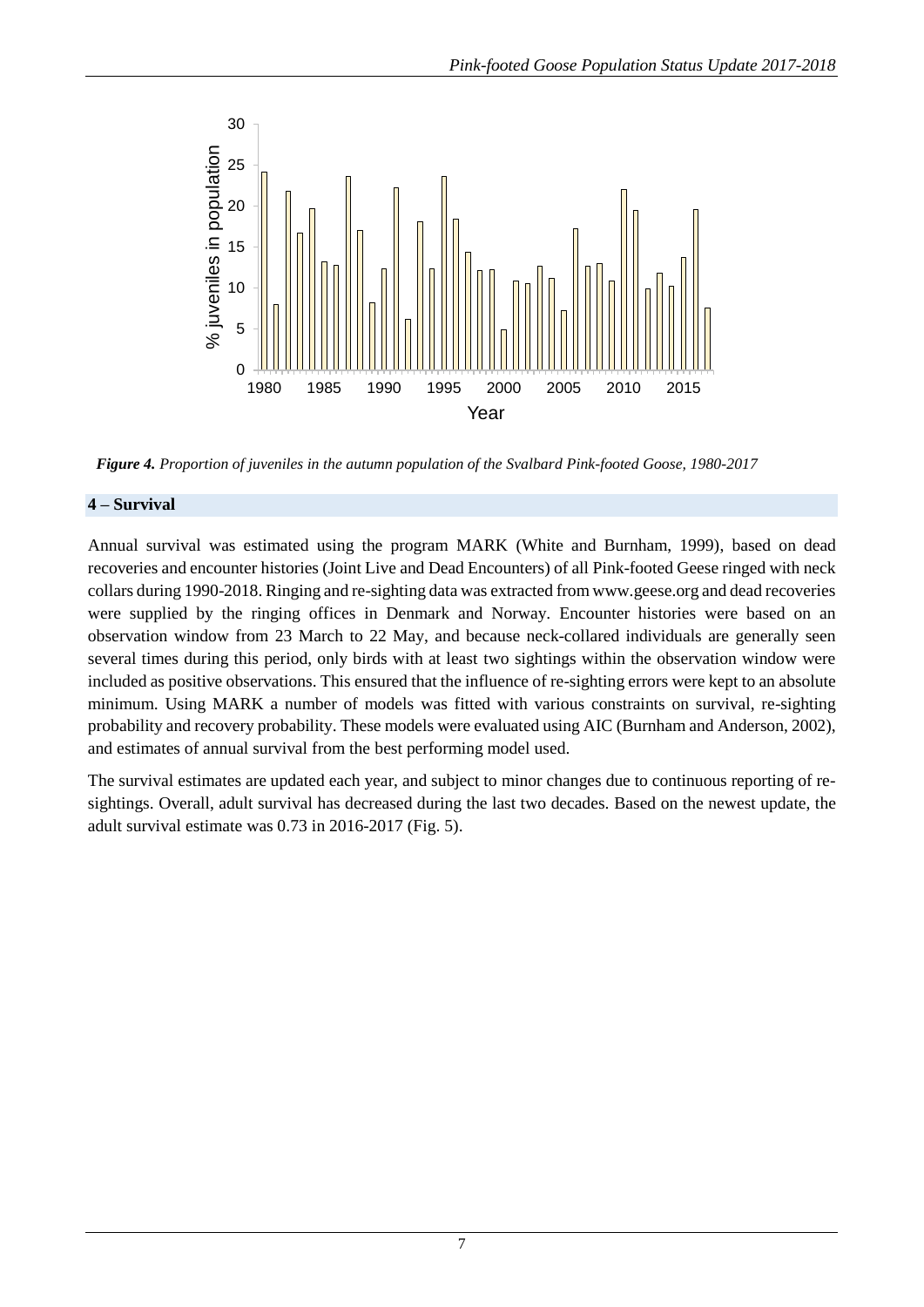*Figure 4. Proportion of juveniles in the autumn population of the Svalbard Pink-footed Goose, 1980-2017*

## 4 – Survival

Annual survival was estimated using the program MARK (White and Burnham, 1999), based on dead recoveries and encounter histories (Joint Live and Dead Encounters) of all Pink-footed Geese ringed with neck collars during 1990-2018. Ringing and re-sighting data was extracted from www.geese.org and dead recoveries were supplied by the ringing offices in Denmark and Norway. Encounter histories were based on an observation window from 23 March to 22 May, and because neck-collared individuals are generally seen several times during this period, only birds with at least two sightings within the observation window were included as positive observations. This ensured that the influence of re-sighting errors were kept to an absolute minimum. Using MARK a number of models was fitted with various constraints on survival, re-sighting probability and recovery probability. These models were evaluated using AIC (Burnham and Anderson, 2002), and estimates of annual survival from the best performing model used.

The survival estimates are updated each year, and subject to minor changes due to continuous reporting of re-sightings. Overall, adult survival has decreased during the last two decades. Based on the newest update, the adult survival estimate was 0.73 in 2016-2017 (Fig. 5).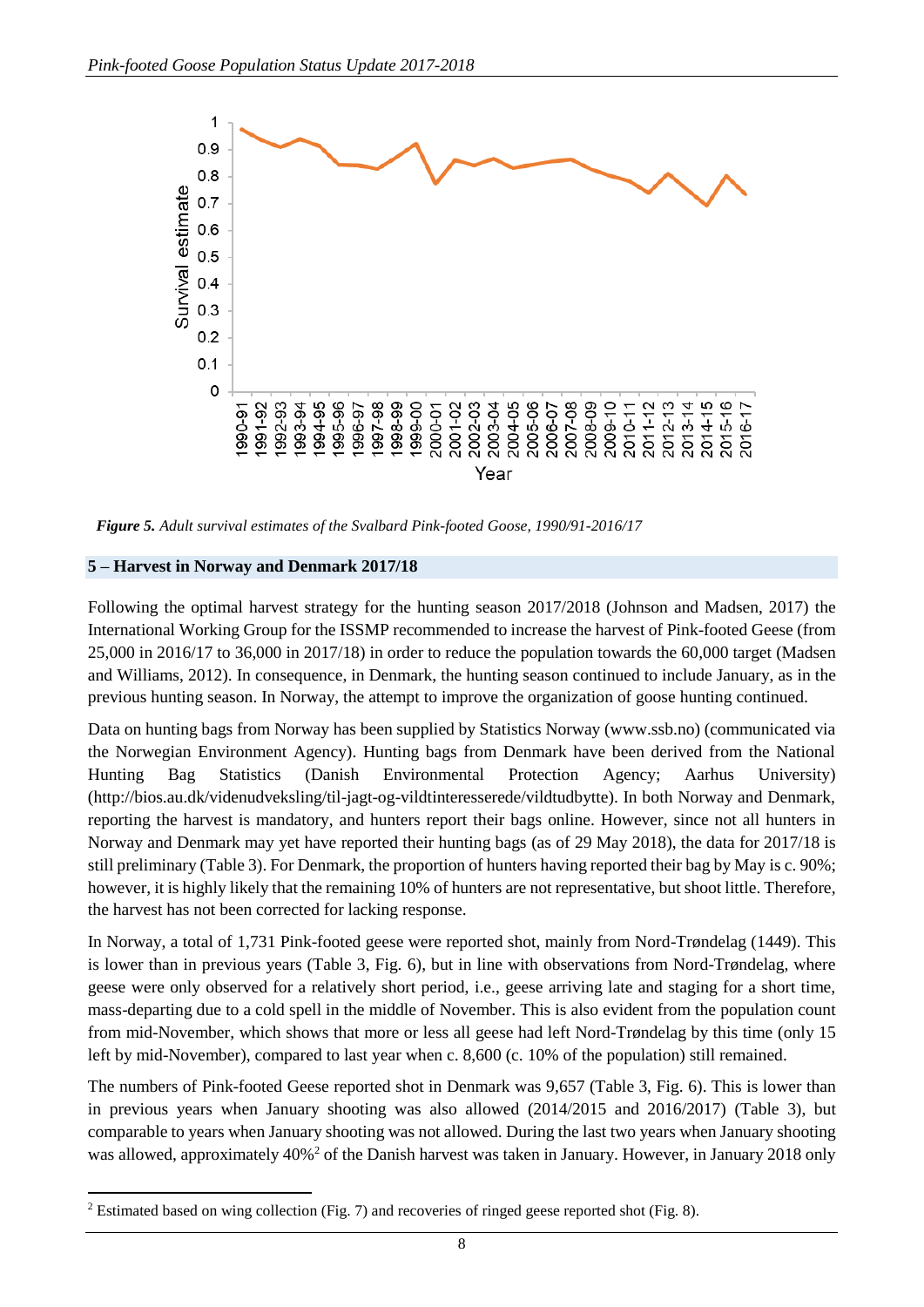*Figure 5. Adult survival estimates of the Svalbard Pink-footed Goose, 1990/91-2016/17*

## 5 – Harvest in Norway and Denmark 2017/18

Following the optimal harvest strategy for the hunting season 2017/2018 (Johnson and Madsen, 2017) the International Working Group for the ISSMP recommended to increase the harvest of Pink-footed Geese (from 25,000 in 2016/17 to 36,000 in 2017/18) in order to reduce the population towards the 60,000 target (Madsen and Williams, 2012). In consequence, in Denmark, the hunting season continued to include January, as in the previous hunting season. In Norway, the attempt to improve the organization of goose hunting continued.

Data on hunting bags from Norway has been supplied by Statistics Norway (www.ssb.no) (communicated via the Norwegian Environment Agency). Hunting bags from Denmark have been derived from the National Hunting Bag Statistics (Danish Environmental Protection Agency; Aarhus University) (http://bios.au.dk/videnudveksling/til-jagt-og-vildtinteresserede/vildtudbytte). In both Norway and Denmark, reporting the harvest is mandatory, and hunters report their bags online. However, since not all hunters in Norway and Denmark may yet have reported their hunting bags (as of 29 May 2018), the data for 2017/18 is still preliminary (Table 3). For Denmark, the proportion of hunters having reported their bag by May is c. 90%; however, it is highly likely that the remaining 10% of hunters are not representative, but shoot little. Therefore, the harvest has not been corrected for lacking response.

In Norway, a total of 1,731 Pink-footed geese were reported shot, mainly from Nord-Trøndelag (1449). This is lower than in previous years (Table 3, Fig. 6), but in line with observations from Nord-Trøndelag, where geese were only observed for a relatively short period, i.e., geese arriving late and staging for a short time, mass-departing due to a cold spell in the middle of November. This is also evident from the population count from mid-November, which shows that more or less all geese had left Nord-Trøndelag by this time (only 15 left by mid-November), compared to last year when c. 8,600 (c. 10% of the population) still remained.

The numbers of Pink-footed Geese reported shot in Denmark was 9,657 (Table 3, Fig. 6). This is lower than in previous years when January shooting was also allowed (2014/2015 and 2016/2017) (Table 3), but comparable to years when January shooting was not allowed. During the last two years when January shooting was allowed, approximately 40%[2] of the Danish harvest was taken in January. However, in January 2018 only

[2] Estimated based on wing collection (Fig. 7) and recoveries of ringed geese reported shot (Fig. 8).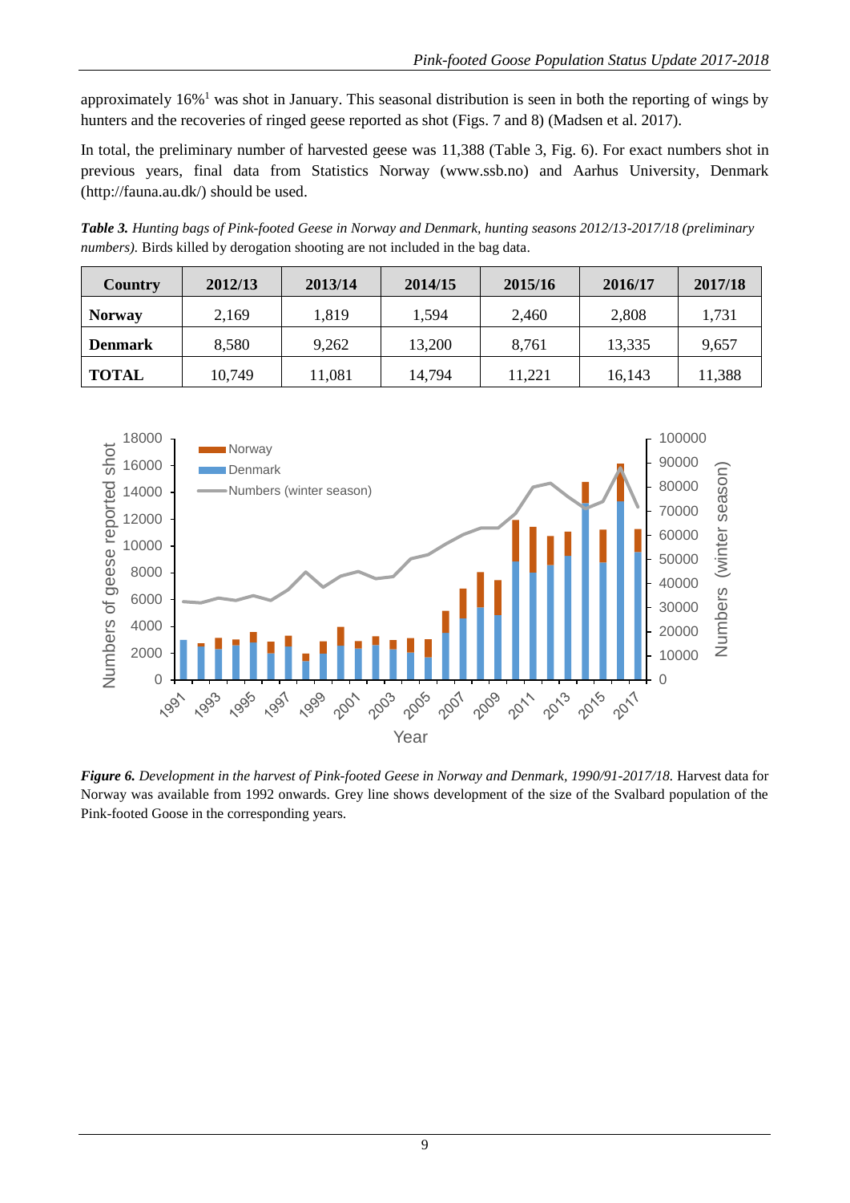approximately 16%[1] was shot in January. This seasonal distribution is seen in both the reporting of wings by hunters and the recoveries of ringed geese reported as shot (Figs. 7 and 8) (Madsen et al. 2017).

In total, the preliminary number of harvested geese was 11,388 (Table 3, Fig. 6). For exact numbers shot in previous years, final data from Statistics Norway (www.ssb.no) and Aarhus University, Denmark (http://fauna.au.dk/) should be used.

***Table 3.*** *Hunting bags of Pink-footed Geese in Norway and Denmark, hunting seasons 2012/13-2017/18 (preliminary numbers).* Birds killed by derogation shooting are not included in the bag data.

| Country | 2012/13 | 2013/14 | 2014/15 | 2015/16 | 2016/17 | 2017/18 |
|---|---|---|---|---|---|---|
| **Norway** | 2,169 | 1,819 | 1,594 | 2,460 | 2,808 | 1,731 |
| **Denmark** | 8,580 | 9,262 | 13,200 | 8,761 | 13,335 | 9,657 |
| **TOTAL** | 10,749 | 11,081 | 14,794 | 11,221 | 16,143 | 11,388 |

***Figure 6.*** *Development in the harvest of Pink-footed Geese in Norway and Denmark, 1990/91-2017/18.* Harvest data for Norway was available from 1992 onwards. Grey line shows development of the size of the Svalbard population of the Pink-footed Goose in the corresponding years.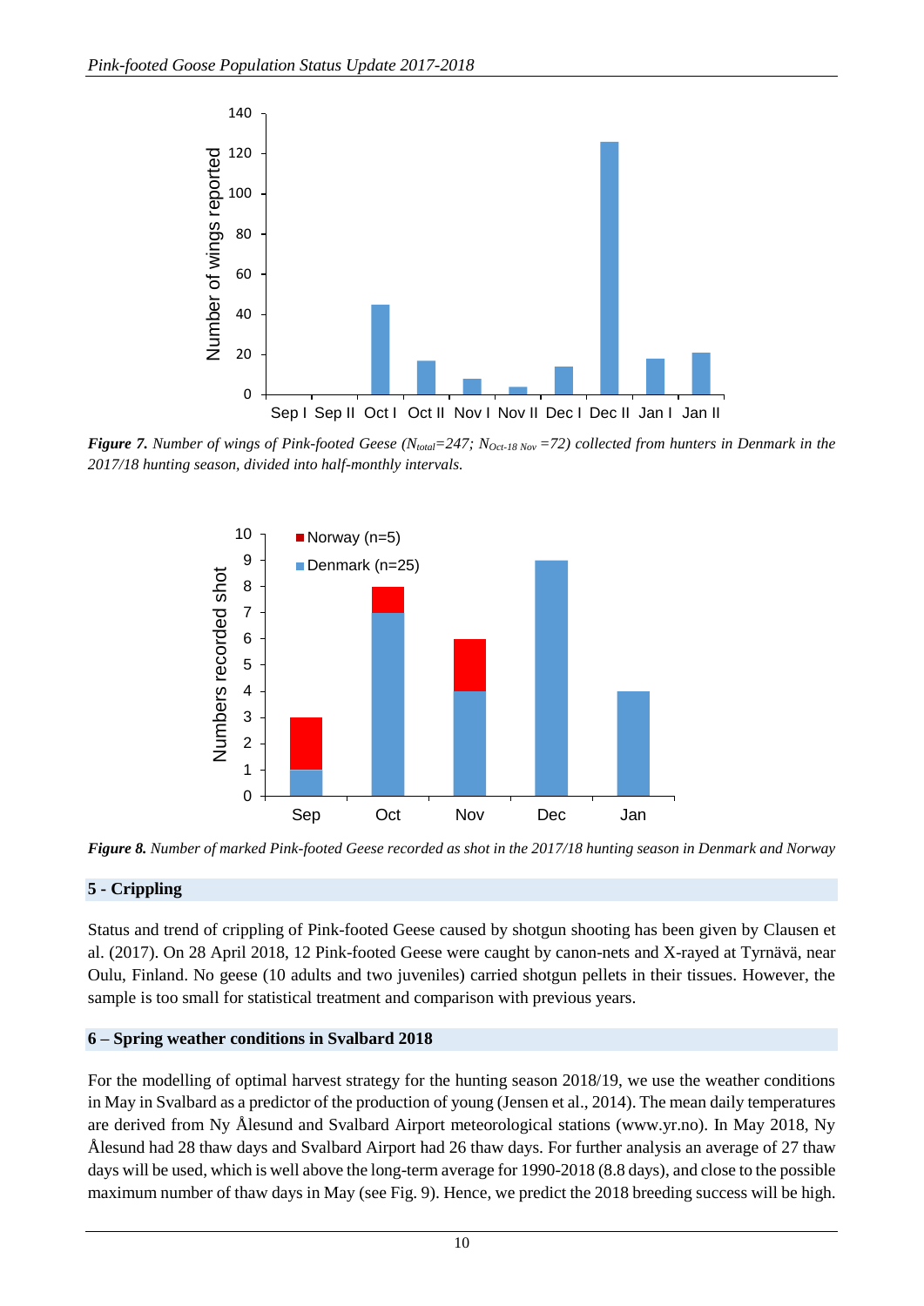***Figure 7.*** *Number of wings of Pink-footed Geese ($N_{total}$=247; $N_{Oct\text{-}18\ Nov}$ =72) collected from hunters in Denmark in the 2017/18 hunting season, divided into half-monthly intervals.*

***Figure 8.*** *Number of marked Pink-footed Geese recorded as shot in the 2017/18 hunting season in Denmark and Norway*

## 5 - Crippling

Status and trend of crippling of Pink-footed Geese caused by shotgun shooting has been given by Clausen et al. (2017). On 28 April 2018, 12 Pink-footed Geese were caught by canon-nets and X-rayed at Tyrnävä, near Oulu, Finland. No geese (10 adults and two juveniles) carried shotgun pellets in their tissues. However, the sample is too small for statistical treatment and comparison with previous years.

## 6 – Spring weather conditions in Svalbard 2018

For the modelling of optimal harvest strategy for the hunting season 2018/19, we use the weather conditions in May in Svalbard as a predictor of the production of young (Jensen et al., 2014). The mean daily temperatures are derived from Ny Ålesund and Svalbard Airport meteorological stations (www.yr.no). In May 2018, Ny Ålesund had 28 thaw days and Svalbard Airport had 26 thaw days. For further analysis an average of 27 thaw days will be used, which is well above the long-term average for 1990-2018 (8.8 days), and close to the possible maximum number of thaw days in May (see Fig. 9). Hence, we predict the 2018 breeding success will be high.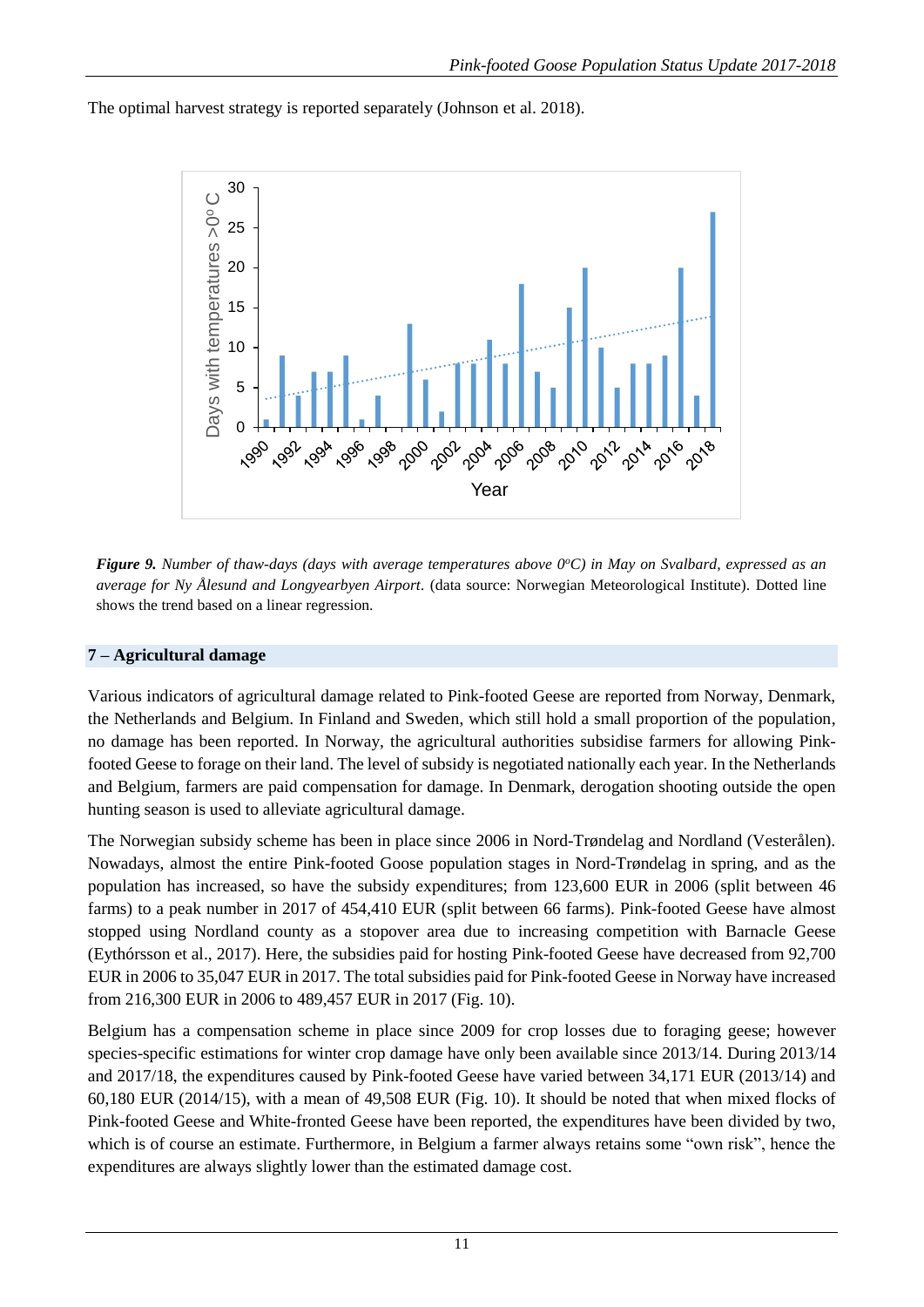The optimal harvest strategy is reported separately (Johnson et al. 2018).

***Figure 9.*** *Number of thaw-days (days with average temperatures above 0°C) in May on Svalbard, expressed as an average for Ny Ålesund and Longyearbyen Airport*. (data source: Norwegian Meteorological Institute). Dotted line shows the trend based on a linear regression.

## 7 – Agricultural damage

Various indicators of agricultural damage related to Pink-footed Geese are reported from Norway, Denmark, the Netherlands and Belgium. In Finland and Sweden, which still hold a small proportion of the population, no damage has been reported. In Norway, the agricultural authorities subsidise farmers for allowing Pink-footed Geese to forage on their land. The level of subsidy is negotiated nationally each year. In the Netherlands and Belgium, farmers are paid compensation for damage. In Denmark, derogation shooting outside the open hunting season is used to alleviate agricultural damage.

The Norwegian subsidy scheme has been in place since 2006 in Nord-Trøndelag and Nordland (Vesterålen). Nowadays, almost the entire Pink-footed Goose population stages in Nord-Trøndelag in spring, and as the population has increased, so have the subsidy expenditures; from 123,600 EUR in 2006 (split between 46 farms) to a peak number in 2017 of 454,410 EUR (split between 66 farms). Pink-footed Geese have almost stopped using Nordland county as a stopover area due to increasing competition with Barnacle Geese (Eythórsson et al., 2017). Here, the subsidies paid for hosting Pink-footed Geese have decreased from 92,700 EUR in 2006 to 35,047 EUR in 2017. The total subsidies paid for Pink-footed Geese in Norway have increased from 216,300 EUR in 2006 to 489,457 EUR in 2017 (Fig. 10).

Belgium has a compensation scheme in place since 2009 for crop losses due to foraging geese; however species-specific estimations for winter crop damage have only been available since 2013/14. During 2013/14 and 2017/18, the expenditures caused by Pink-footed Geese have varied between 34,171 EUR (2013/14) and 60,180 EUR (2014/15), with a mean of 49,508 EUR (Fig. 10). It should be noted that when mixed flocks of Pink-footed Geese and White-fronted Geese have been reported, the expenditures have been divided by two, which is of course an estimate. Furthermore, in Belgium a farmer always retains some "own risk", hence the expenditures are always slightly lower than the estimated damage cost.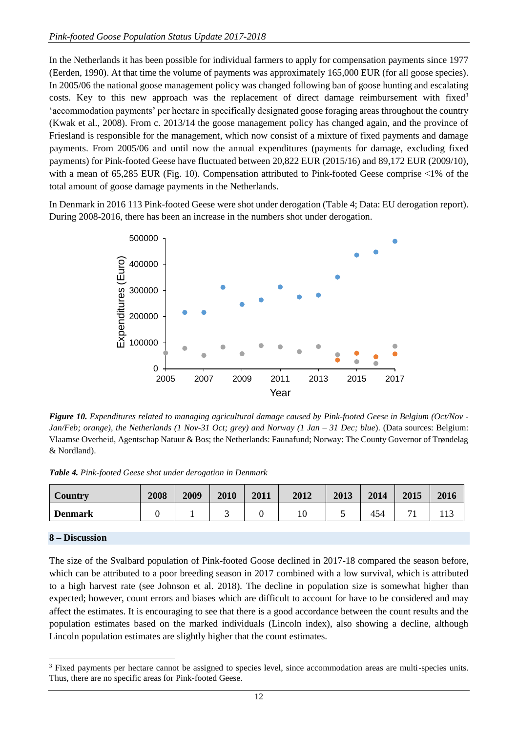In the Netherlands it has been possible for individual farmers to apply for compensation payments since 1977 (Eerden, 1990). At that time the volume of payments was approximately 165,000 EUR (for all goose species). In 2005/06 the national goose management policy was changed following ban of goose hunting and escalating costs. Key to this new approach was the replacement of direct damage reimbursement with fixed[3] 'accommodation payments' per hectare in specifically designated goose foraging areas throughout the country (Kwak et al., 2008). From c. 2013/14 the goose management policy has changed again, and the province of Friesland is responsible for the management, which now consist of a mixture of fixed payments and damage payments. From 2005/06 and until now the annual expenditures (payments for damage, excluding fixed payments) for Pink-footed Geese have fluctuated between 20,822 EUR (2015/16) and 89,172 EUR (2009/10), with a mean of 65,285 EUR (Fig. 10). Compensation attributed to Pink-footed Geese comprise <1% of the total amount of goose damage payments in the Netherlands.

In Denmark in 2016 113 Pink-footed Geese were shot under derogation (Table 4; Data: EU derogation report). During 2008-2016, there has been an increase in the numbers shot under derogation.

***Figure 10.*** *Expenditures related to managing agricultural damage caused by Pink-footed Geese in Belgium (Oct/Nov - Jan/Feb; orange), the Netherlands (1 Nov-31 Oct; grey) and Norway (1 Jan – 31 Dec; blue).* (Data sources: Belgium: Vlaamse Overheid, Agentschap Natuur & Bos; the Netherlands: Faunafund; Norway: The County Governor of Trøndelag & Nordland).

***Table 4.*** *Pink-footed Geese shot under derogation in Denmark*

| Country | 2008 | 2009 | 2010 | 2011 | 2012 | 2013 | 2014 | 2015 | 2016 |
|---|---|---|---|---|---|---|---|---|---|
| **Denmark** | 0 | 1 | 3 | 0 | 10 | 5 | 454 | 71 | 113 |

## 8 – Discussion

The size of the Svalbard population of Pink-footed Goose declined in 2017-18 compared the season before, which can be attributed to a poor breeding season in 2017 combined with a low survival, which is attributed to a high harvest rate (see Johnson et al. 2018). The decline in population size is somewhat higher than expected; however, count errors and biases which are difficult to account for have to be considered and may affect the estimates. It is encouraging to see that there is a good accordance between the count results and the population estimates based on the marked individuals (Lincoln index), also showing a decline, although Lincoln population estimates are slightly higher that the count estimates.

[3] Fixed payments per hectare cannot be assigned to species level, since accommodation areas are multi-species units. Thus, there are no specific areas for Pink-footed Geese.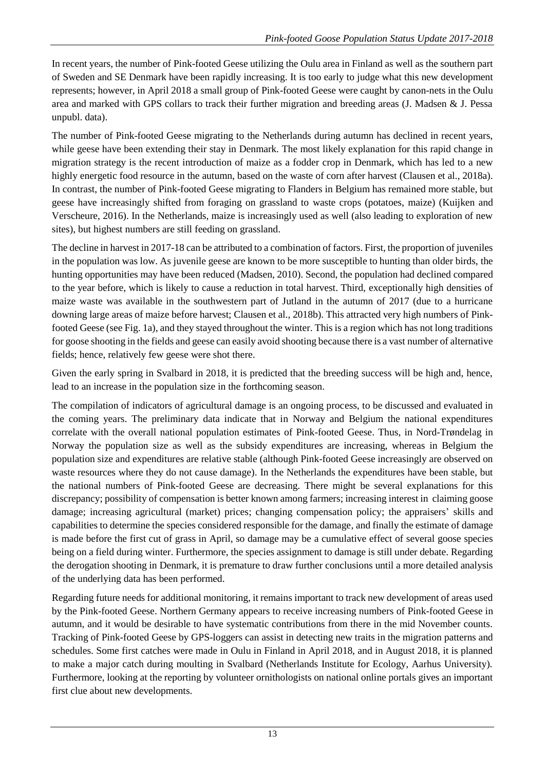In recent years, the number of Pink-footed Geese utilizing the Oulu area in Finland as well as the southern part of Sweden and SE Denmark have been rapidly increasing. It is too early to judge what this new development represents; however, in April 2018 a small group of Pink-footed Geese were caught by canon-nets in the Oulu area and marked with GPS collars to track their further migration and breeding areas (J. Madsen & J. Pessa unpubl. data).

The number of Pink-footed Geese migrating to the Netherlands during autumn has declined in recent years, while geese have been extending their stay in Denmark. The most likely explanation for this rapid change in migration strategy is the recent introduction of maize as a fodder crop in Denmark, which has led to a new highly energetic food resource in the autumn, based on the waste of corn after harvest (Clausen et al., 2018a). In contrast, the number of Pink-footed Geese migrating to Flanders in Belgium has remained more stable, but geese have increasingly shifted from foraging on grassland to waste crops (potatoes, maize) (Kuijken and Verscheure, 2016). In the Netherlands, maize is increasingly used as well (also leading to exploration of new sites), but highest numbers are still feeding on grassland.

The decline in harvest in 2017-18 can be attributed to a combination of factors. First, the proportion of juveniles in the population was low. As juvenile geese are known to be more susceptible to hunting than older birds, the hunting opportunities may have been reduced (Madsen, 2010). Second, the population had declined compared to the year before, which is likely to cause a reduction in total harvest. Third, exceptionally high densities of maize waste was available in the southwestern part of Jutland in the autumn of 2017 (due to a hurricane downing large areas of maize before harvest; Clausen et al., 2018b). This attracted very high numbers of Pink-footed Geese (see Fig. 1a), and they stayed throughout the winter. This is a region which has not long traditions for goose shooting in the fields and geese can easily avoid shooting because there is a vast number of alternative fields; hence, relatively few geese were shot there.

Given the early spring in Svalbard in 2018, it is predicted that the breeding success will be high and, hence, lead to an increase in the population size in the forthcoming season.

The compilation of indicators of agricultural damage is an ongoing process, to be discussed and evaluated in the coming years. The preliminary data indicate that in Norway and Belgium the national expenditures correlate with the overall national population estimates of Pink-footed Geese. Thus, in Nord-Trøndelag in Norway the population size as well as the subsidy expenditures are increasing, whereas in Belgium the population size and expenditures are relative stable (although Pink-footed Geese increasingly are observed on waste resources where they do not cause damage). In the Netherlands the expenditures have been stable, but the national numbers of Pink-footed Geese are decreasing. There might be several explanations for this discrepancy; possibility of compensation is better known among farmers; increasing interest in claiming goose damage; increasing agricultural (market) prices; changing compensation policy; the appraisers' skills and capabilities to determine the species considered responsible for the damage, and finally the estimate of damage is made before the first cut of grass in April, so damage may be a cumulative effect of several goose species being on a field during winter. Furthermore, the species assignment to damage is still under debate. Regarding the derogation shooting in Denmark, it is premature to draw further conclusions until a more detailed analysis of the underlying data has been performed.

Regarding future needs for additional monitoring, it remains important to track new development of areas used by the Pink-footed Geese. Northern Germany appears to receive increasing numbers of Pink-footed Geese in autumn, and it would be desirable to have systematic contributions from there in the mid November counts. Tracking of Pink-footed Geese by GPS-loggers can assist in detecting new traits in the migration patterns and schedules. Some first catches were made in Oulu in Finland in April 2018, and in August 2018, it is planned to make a major catch during moulting in Svalbard (Netherlands Institute for Ecology, Aarhus University). Furthermore, looking at the reporting by volunteer ornithologists on national online portals gives an important first clue about new developments.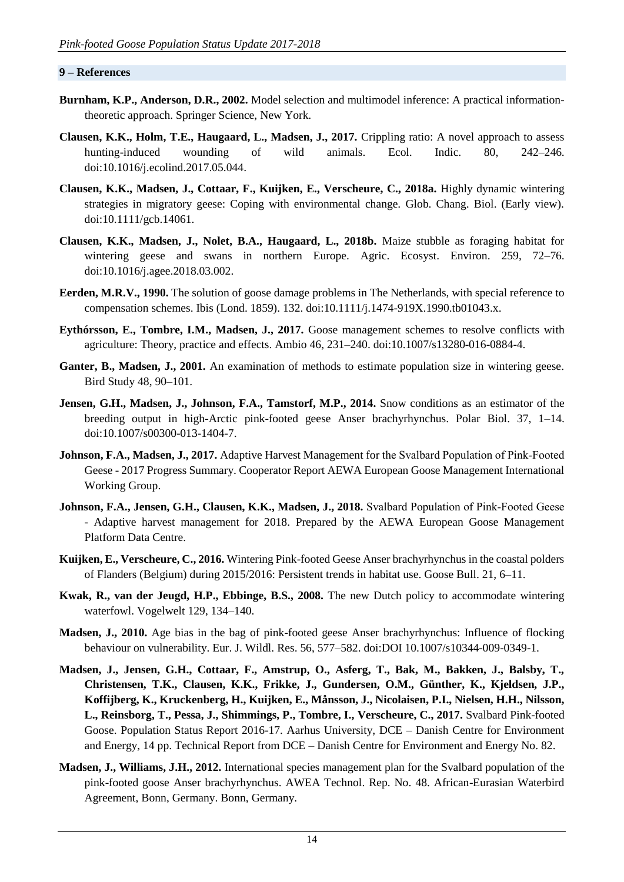## 9 – References

**Burnham, K.P., Anderson, D.R., 2002.** Model selection and multimodel inference: A practical information-theoretic approach. Springer Science, New York.

**Clausen, K.K., Holm, T.E., Haugaard, L., Madsen, J., 2017.** Crippling ratio: A novel approach to assess hunting-induced wounding of wild animals. Ecol. Indic. 80, 242–246. doi:10.1016/j.ecolind.2017.05.044.

**Clausen, K.K., Madsen, J., Cottaar, F., Kuijken, E., Verscheure, C., 2018a.** Highly dynamic wintering strategies in migratory geese: Coping with environmental change. Glob. Chang. Biol. (Early view). doi:10.1111/gcb.14061.

**Clausen, K.K., Madsen, J., Nolet, B.A., Haugaard, L., 2018b.** Maize stubble as foraging habitat for wintering geese and swans in northern Europe. Agric. Ecosyst. Environ. 259, 72–76. doi:10.1016/j.agee.2018.03.002.

**Eerden, M.R.V., 1990.** The solution of goose damage problems in The Netherlands, with special reference to compensation schemes. Ibis (Lond. 1859). 132. doi:10.1111/j.1474-919X.1990.tb01043.x.

**Eythórsson, E., Tombre, I.M., Madsen, J., 2017.** Goose management schemes to resolve conflicts with agriculture: Theory, practice and effects. Ambio 46, 231–240. doi:10.1007/s13280-016-0884-4.

**Ganter, B., Madsen, J., 2001.** An examination of methods to estimate population size in wintering geese. Bird Study 48, 90–101.

**Jensen, G.H., Madsen, J., Johnson, F.A., Tamstorf, M.P., 2014.** Snow conditions as an estimator of the breeding output in high-Arctic pink-footed geese Anser brachyrhynchus. Polar Biol. 37, 1–14. doi:10.1007/s00300-013-1404-7.

**Johnson, F.A., Madsen, J., 2017.** Adaptive Harvest Management for the Svalbard Population of Pink-Footed Geese - 2017 Progress Summary. Cooperator Report AEWA European Goose Management International Working Group.

**Johnson, F.A., Jensen, G.H., Clausen, K.K., Madsen, J., 2018.** Svalbard Population of Pink-Footed Geese - Adaptive harvest management for 2018. Prepared by the AEWA European Goose Management Platform Data Centre.

**Kuijken, E., Verscheure, C., 2016.** Wintering Pink-footed Geese Anser brachyrhynchus in the coastal polders of Flanders (Belgium) during 2015/2016: Persistent trends in habitat use. Goose Bull. 21, 6–11.

**Kwak, R., van der Jeugd, H.P., Ebbinge, B.S., 2008.** The new Dutch policy to accommodate wintering waterfowl. Vogelwelt 129, 134–140.

**Madsen, J., 2010.** Age bias in the bag of pink-footed geese Anser brachyrhynchus: Influence of flocking behaviour on vulnerability. Eur. J. Wildl. Res. 56, 577–582. doi:DOI 10.1007/s10344-009-0349-1.

**Madsen, J., Jensen, G.H., Cottaar, F., Amstrup, O., Asferg, T., Bak, M., Bakken, J., Balsby, T., Christensen, T.K., Clausen, K.K., Frikke, J., Gundersen, O.M., Günther, K., Kjeldsen, J.P., Koffijberg, K., Kruckenberg, H., Kuijken, E., Månsson, J., Nicolaisen, P.I., Nielsen, H.H., Nilsson, L., Reinsborg, T., Pessa, J., Shimmings, P., Tombre, I., Verscheure, C., 2017.** Svalbard Pink-footed Goose. Population Status Report 2016-17. Aarhus University, DCE – Danish Centre for Environment and Energy, 14 pp. Technical Report from DCE – Danish Centre for Environment and Energy No. 82.

**Madsen, J., Williams, J.H., 2012.** International species management plan for the Svalbard population of the pink-footed goose Anser brachyrhynchus. AWEA Technol. Rep. No. 48. African-Eurasian Waterbird Agreement, Bonn, Germany. Bonn, Germany.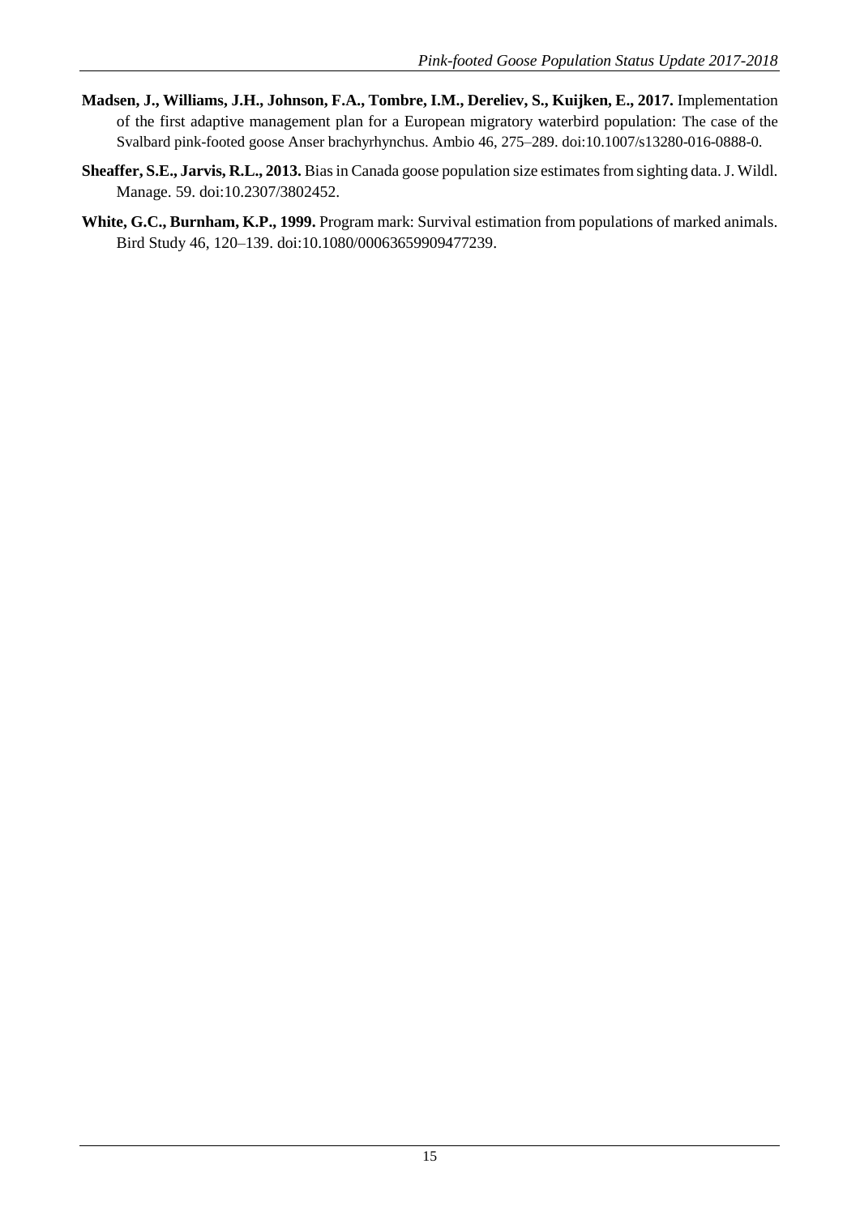**Madsen, J., Williams, J.H., Johnson, F.A., Tombre, I.M., Dereliev, S., Kuijken, E., 2017.** Implementation of the first adaptive management plan for a European migratory waterbird population: The case of the Svalbard pink-footed goose Anser brachyrhynchus. Ambio 46, 275–289. doi:10.1007/s13280-016-0888-0.

**Sheaffer, S.E., Jarvis, R.L., 2013.** Bias in Canada goose population size estimates from sighting data. J. Wildl. Manage. 59. doi:10.2307/3802452.

**White, G.C., Burnham, K.P., 1999.** Program mark: Survival estimation from populations of marked animals. Bird Study 46, 120–139. doi:10.1080/00063659909477239.